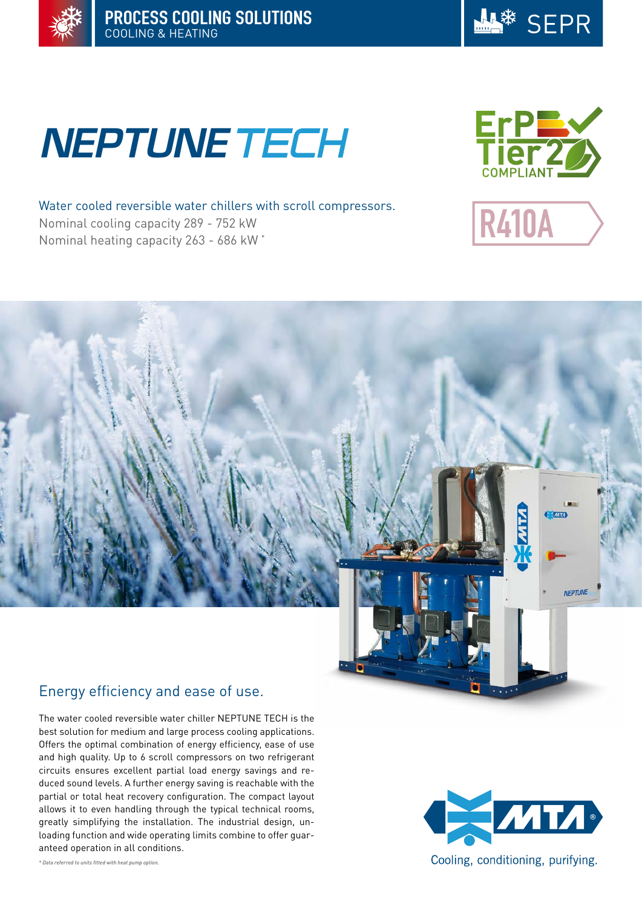PROCESS COOLING SOLUTIONS
COOLING & HEATING

SEPR

# NEPTUNE TECH

ErP Tier 2 COMPLIANT

R410A

Water cooled reversible water chillers with scroll compressors.
Nominal cooling capacity 289 - 752 kW
Nominal heating capacity 263 - 686 kW *

## Energy efficiency and ease of use.

The water cooled reversible water chiller NEPTUNE TECH is the best solution for medium and large process cooling applications. Offers the optimal combination of energy efficiency, ease of use and high quality. Up to 6 scroll compressors on two refrigerant circuits ensures excellent partial load energy savings and reduced sound levels. A further energy saving is reachable with the partial or total heat recovery configuration. The compact layout allows it to even handling through the typical technical rooms, greatly simplifying the installation. The industrial design, unloading function and wide operating limits combine to offer guaranteed operation in all conditions.

*\* Data referred to units fitted with heat pump option.*

MTA®
Cooling, conditioning, purifying.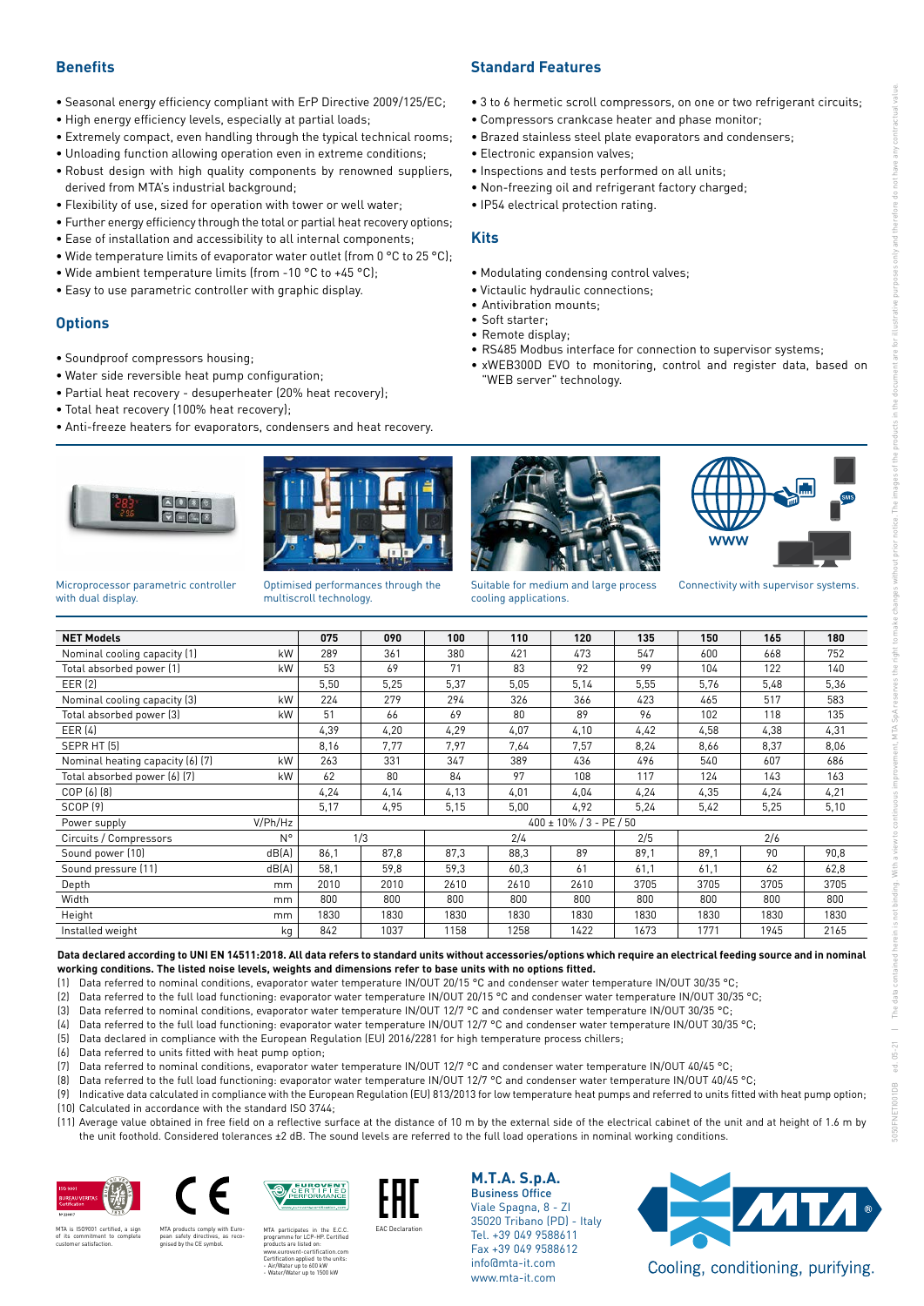## Benefits

- Seasonal energy efficiency compliant with ErP Directive 2009/125/EC;
- High energy efficiency levels, especially at partial loads;
- Extremely compact, even handling through the typical technical rooms;
- Unloading function allowing operation even in extreme conditions;
- Robust design with high quality components by renowned suppliers, derived from MTA's industrial background;
- Flexibility of use, sized for operation with tower or well water;
- Further energy efficiency through the total or partial heat recovery options;
- Ease of installation and accessibility to all internal components;
- Wide temperature limits of evaporator water outlet (from 0 °C to 25 °C);
- Wide ambient temperature limits (from -10 °C to +45 °C);
- Easy to use parametric controller with graphic display.

## Options

- Soundproof compressors housing;
- Water side reversible heat pump configuration;
- Partial heat recovery - desuperheater (20% heat recovery);
- Total heat recovery (100% heat recovery);
- Anti-freeze heaters for evaporators, condensers and heat recovery.

## Standard Features

- 3 to 6 hermetic scroll compressors, on one or two refrigerant circuits;
- Compressors crankcase heater and phase monitor;
- Brazed stainless steel plate evaporators and condensers;
- Electronic expansion valves;
- Inspections and tests performed on all units;
- Non-freezing oil and refrigerant factory charged;
- IP54 electrical protection rating.

## Kits

- Modulating condensing control valves;
- Victaulic hydraulic connections;
- Antivibration mounts;
- Soft starter;
- Remote display;
- RS485 Modbus interface for connection to supervisor systems;
- xWEB300D EVO to monitoring, control and register data, based on "WEB server" technology.

Microprocessor parametric controller with dual display.

Optimised performances through the multiscroll technology.

Suitable for medium and large process cooling applications.

Connectivity with supervisor systems.

| NET Models | | 075 | 090 | 100 | 110 | 120 | 135 | 150 | 165 | 180 |
|---|---|---|---|---|---|---|---|---|---|---|
| Nominal cooling capacity (1) | kW | 289 | 361 | 380 | 421 | 473 | 547 | 600 | 668 | 752 |
| Total absorbed power (1) | kW | 53 | 69 | 71 | 83 | 92 | 99 | 104 | 122 | 140 |
| EER (2) | | 5,50 | 5,25 | 5,37 | 5,05 | 5,14 | 5,55 | 5,76 | 5,48 | 5,36 |
| Nominal cooling capacity (3) | kW | 224 | 279 | 294 | 326 | 366 | 423 | 465 | 517 | 583 |
| Total absorbed power (3) | kW | 51 | 66 | 69 | 80 | 89 | 96 | 102 | 118 | 135 |
| EER (4) | | 4,39 | 4,20 | 4,29 | 4,07 | 4,10 | 4,42 | 4,58 | 4,38 | 4,31 |
| SEPR HT (5) | | 8,16 | 7,77 | 7,97 | 7,64 | 7,57 | 8,24 | 8,66 | 8,37 | 8,06 |
| Nominal heating capacity (6) (7) | kW | 263 | 331 | 347 | 389 | 436 | 496 | 540 | 607 | 686 |
| Total absorbed power (6) (7) | kW | 62 | 80 | 84 | 97 | 108 | 117 | 124 | 143 | 163 |
| COP (6) (8) | | 4,24 | 4,14 | 4,13 | 4,01 | 4,04 | 4,24 | 4,35 | 4,24 | 4,21 |
| SCOP (9) | | 5,17 | 4,95 | 5,15 | 5,00 | 4,92 | 5,24 | 5,42 | 5,25 | 5,10 |
| Power supply | V/Ph/Hz | 400 ± 10% / 3 - PE / 50 | | | | | | | | |
| Circuits / Compressors | N° | 1/3 | | 2/4 | | | 2/5 | 2/6 | | |
| Sound power (10) | dB(A) | 86,1 | 87,8 | 87,3 | 88,3 | 89 | 89,1 | 89,1 | 90 | 90,8 |
| Sound pressure (11) | dB(A) | 58,1 | 59,8 | 59,3 | 60,3 | 61 | 61,1 | 61,1 | 62 | 62,8 |
| Depth | mm | 2010 | 2010 | 2610 | 2610 | 2610 | 3705 | 3705 | 3705 | 3705 |
| Width | mm | 800 | 800 | 800 | 800 | 800 | 800 | 800 | 800 | 800 |
| Height | mm | 1830 | 1830 | 1830 | 1830 | 1830 | 1830 | 1830 | 1830 | 1830 |
| Installed weight | kg | 842 | 1037 | 1158 | 1258 | 1422 | 1673 | 1771 | 1945 | 2165 |

**Data declared according to UNI EN 14511:2018. All data refers to standard units without accessories/options which require an electrical feeding source and in nominal working conditions. The listed noise levels, weights and dimensions refer to base units with no options fitted.**

(1) Data referred to nominal conditions, evaporator water temperature IN/OUT 20/15 °C and condenser water temperature IN/OUT 30/35 °C;
(2) Data referred to the full load functioning: evaporator water temperature IN/OUT 20/15 °C and condenser water temperature IN/OUT 30/35 °C;
(3) Data referred to nominal conditions, evaporator water temperature IN/OUT 12/7 °C and condenser water temperature IN/OUT 30/35 °C;
(4) Data referred to the full load functioning: evaporator water temperature IN/OUT 12/7 °C and condenser water temperature IN/OUT 30/35 °C;
(5) Data declared in compliance with the European Regulation (EU) 2016/2281 for high temperature process chillers;
(6) Data referred to units fitted with heat pump option;
(7) Data referred to nominal conditions, evaporator water temperature IN/OUT 12/7 °C and condenser water temperature IN/OUT 40/45 °C;
(8) Data referred to the full load functioning: evaporator water temperature IN/OUT 12/7 °C and condenser water temperature IN/OUT 40/45 °C;
(9) Indicative data calculated in compliance with the European Regulation (EU) 813/2013 for low temperature heat pumps and referred to units fitted with heat pump option;
(10) Calculated in accordance with the standard ISO 3744;
(11) Average value obtained in free field on a reflective surface at the distance of 10 m by the external side of the electrical cabinet of the unit and at height of 1.6 m by the unit foothold. Considered tolerances ±2 dB. The sound levels are referred to the full load operations in nominal working conditions.

MTA is ISO9001 certified, a sign of its commitment to complete customer satisfaction.

MTA products comply with European safety directives, as recognised by the CE symbol.

MTA participates in the E.C.C. programme for LCP-HP. Certified products are listed on: www.eurovent-certification.com Certification applied to the units: - Air/Water up to 600 kW - Water/Water up to 1500 kW

EAC Declaration

**M.T.A. S.p.A.**
Business Office
Viale Spagna, 8 - ZI
35020 Tribano (PD) - Italy
Tel. +39 049 9588611
Fax +39 049 9588612
info@mta-it.com
www.mta-it.com

Cooling, conditioning, purifying.

5050FNET001DB ed. 05-21 | The data contained herein is not binding. With a view to continuous improvement, MTA SpA reserves the right to make changes without prior notice. The images of the products in the document are for illustrative purposes only and therefore do not have any contractual value.